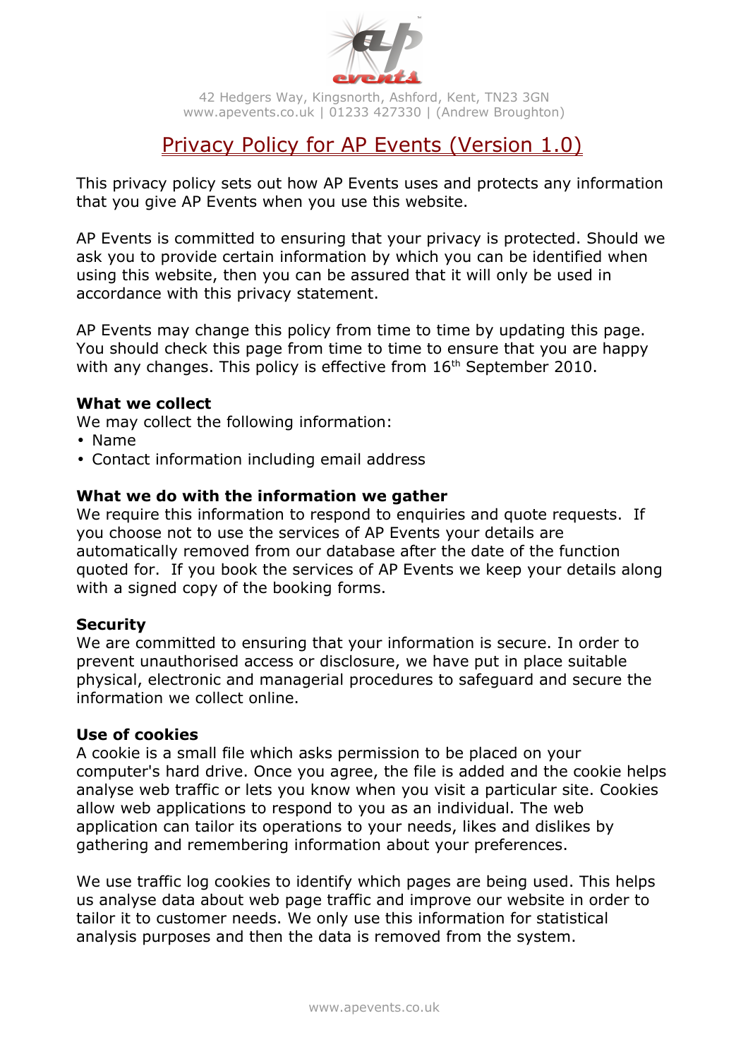42 Hedgers Way, Kingsnorth, Ashford, Kent, TN23 3GN
www.apevents.co.uk | 01233 427330 | (Andrew Broughton)

# Privacy Policy for AP Events (Version 1.0)

This privacy policy sets out how AP Events uses and protects any information that you give AP Events when you use this website.

AP Events is committed to ensuring that your privacy is protected. Should we ask you to provide certain information by which you can be identified when using this website, then you can be assured that it will only be used in accordance with this privacy statement.

AP Events may change this policy from time to time by updating this page. You should check this page from time to time to ensure that you are happy with any changes. This policy is effective from 16th September 2010.

**What we collect**

We may collect the following information:

- Name
- Contact information including email address

**What we do with the information we gather**

We require this information to respond to enquiries and quote requests. If you choose not to use the services of AP Events your details are automatically removed from our database after the date of the function quoted for. If you book the services of AP Events we keep your details along with a signed copy of the booking forms.

**Security**

We are committed to ensuring that your information is secure. In order to prevent unauthorised access or disclosure, we have put in place suitable physical, electronic and managerial procedures to safeguard and secure the information we collect online.

**Use of cookies**

A cookie is a small file which asks permission to be placed on your computer's hard drive. Once you agree, the file is added and the cookie helps analyse web traffic or lets you know when you visit a particular site. Cookies allow web applications to respond to you as an individual. The web application can tailor its operations to your needs, likes and dislikes by gathering and remembering information about your preferences.

We use traffic log cookies to identify which pages are being used. This helps us analyse data about web page traffic and improve our website in order to tailor it to customer needs. We only use this information for statistical analysis purposes and then the data is removed from the system.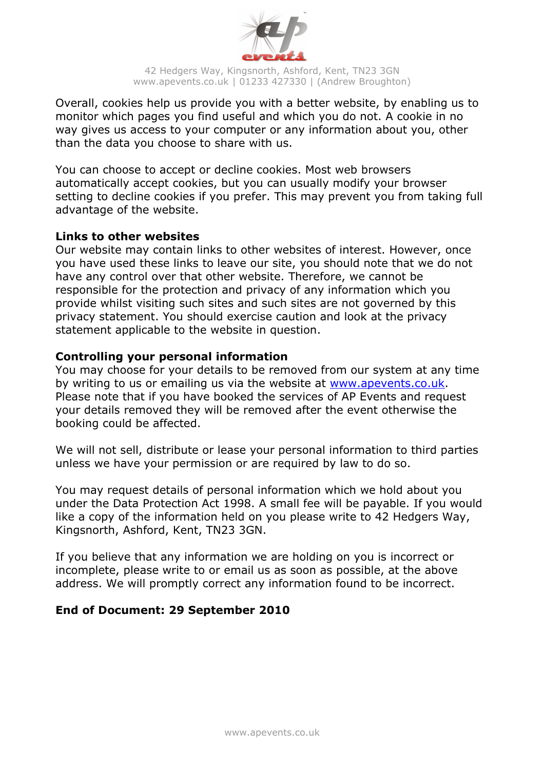Overall, cookies help us provide you with a better website, by enabling us to monitor which pages you find useful and which you do not. A cookie in no way gives us access to your computer or any information about you, other than the data you choose to share with us.

You can choose to accept or decline cookies. Most web browsers automatically accept cookies, but you can usually modify your browser setting to decline cookies if you prefer. This may prevent you from taking full advantage of the website.

**Links to other websites**

Our website may contain links to other websites of interest. However, once you have used these links to leave our site, you should note that we do not have any control over that other website. Therefore, we cannot be responsible for the protection and privacy of any information which you provide whilst visiting such sites and such sites are not governed by this privacy statement. You should exercise caution and look at the privacy statement applicable to the website in question.

**Controlling your personal information**

You may choose for your details to be removed from our system at any time by writing to us or emailing us via the website at [www.apevents.co.uk](http://www.apevents.co.uk). Please note that if you have booked the services of AP Events and request your details removed they will be removed after the event otherwise the booking could be affected.

We will not sell, distribute or lease your personal information to third parties unless we have your permission or are required by law to do so.

You may request details of personal information which we hold about you under the Data Protection Act 1998. A small fee will be payable. If you would like a copy of the information held on you please write to 42 Hedgers Way, Kingsnorth, Ashford, Kent, TN23 3GN.

If you believe that any information we are holding on you is incorrect or incomplete, please write to or email us as soon as possible, at the above address. We will promptly correct any information found to be incorrect.

**End of Document: 29 September 2010**